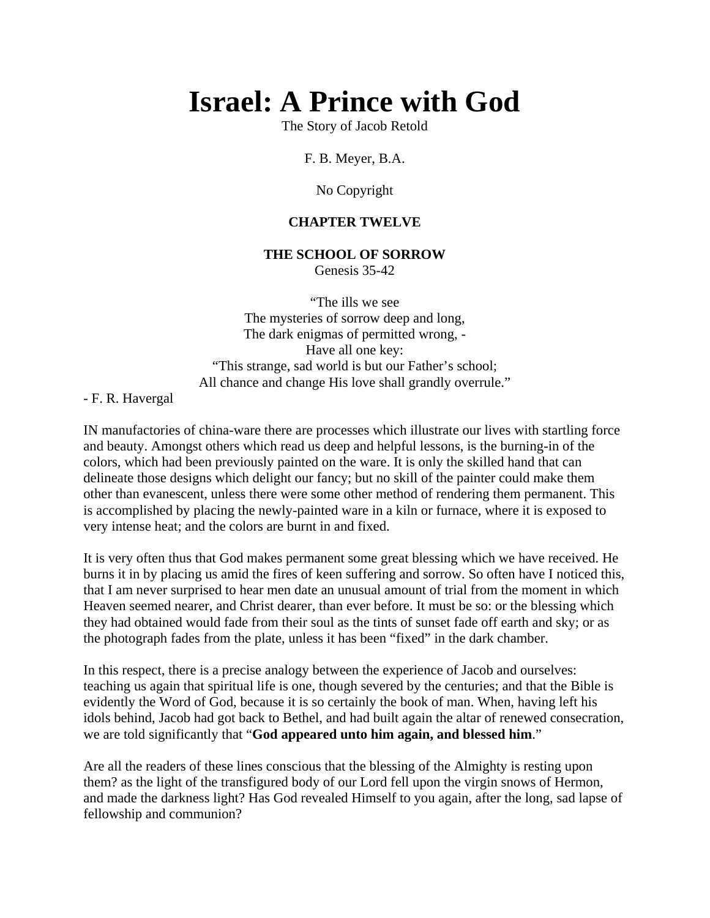# Israel: A Prince with God

The Story of Jacob Retold

F. B. Meyer, B.A.

No Copyright

## CHAPTER TWELVE

### THE SCHOOL OF SORROW

Genesis 35-42

"The ills we see  
The mysteries of sorrow deep and long,  
The dark enigmas of permitted wrong, -  
Have all one key:  
"This strange, sad world is but our Father's school;  
All chance and change His love shall grandly overrule."

\- F. R. Havergal

IN manufactories of china-ware there are processes which illustrate our lives with startling force and beauty. Amongst others which read us deep and helpful lessons, is the burning-in of the colors, which had been previously painted on the ware. It is only the skilled hand that can delineate those designs which delight our fancy; but no skill of the painter could make them other than evanescent, unless there were some other method of rendering them permanent. This is accomplished by placing the newly-painted ware in a kiln or furnace, where it is exposed to very intense heat; and the colors are burnt in and fixed.

It is very often thus that God makes permanent some great blessing which we have received. He burns it in by placing us amid the fires of keen suffering and sorrow. So often have I noticed this, that I am never surprised to hear men date an unusual amount of trial from the moment in which Heaven seemed nearer, and Christ dearer, than ever before. It must be so: or the blessing which they had obtained would fade from their soul as the tints of sunset fade off earth and sky; or as the photograph fades from the plate, unless it has been "fixed" in the dark chamber.

In this respect, there is a precise analogy between the experience of Jacob and ourselves: teaching us again that spiritual life is one, though severed by the centuries; and that the Bible is evidently the Word of God, because it is so certainly the book of man. When, having left his idols behind, Jacob had got back to Bethel, and had built again the altar of renewed consecration, we are told significantly that "**God appeared unto him again, and blessed him**."

Are all the readers of these lines conscious that the blessing of the Almighty is resting upon them? as the light of the transfigured body of our Lord fell upon the virgin snows of Hermon, and made the darkness light? Has God revealed Himself to you again, after the long, sad lapse of fellowship and communion?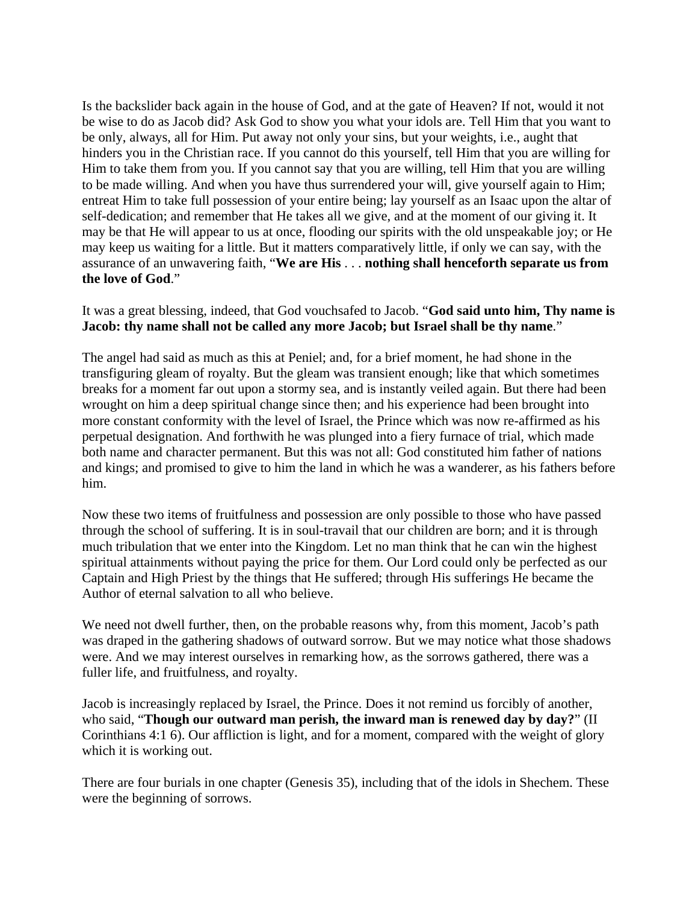Is the backslider back again in the house of God, and at the gate of Heaven? If not, would it not be wise to do as Jacob did? Ask God to show you what your idols are. Tell Him that you want to be only, always, all for Him. Put away not only your sins, but your weights, i.e., aught that hinders you in the Christian race. If you cannot do this yourself, tell Him that you are willing for Him to take them from you. If you cannot say that you are willing, tell Him that you are willing to be made willing. And when you have thus surrendered your will, give yourself again to Him; entreat Him to take full possession of your entire being; lay yourself as an Isaac upon the altar of self-dedication; and remember that He takes all we give, and at the moment of our giving it. It may be that He will appear to us at once, flooding our spirits with the old unspeakable joy; or He may keep us waiting for a little. But it matters comparatively little, if only we can say, with the assurance of an unwavering faith, "**We are His** . . . **nothing shall henceforth separate us from the love of God**."

It was a great blessing, indeed, that God vouchsafed to Jacob. "**God said unto him, Thy name is Jacob: thy name shall not be called any more Jacob; but Israel shall be thy name**."

The angel had said as much as this at Peniel; and, for a brief moment, he had shone in the transfiguring gleam of royalty. But the gleam was transient enough; like that which sometimes breaks for a moment far out upon a stormy sea, and is instantly veiled again. But there had been wrought on him a deep spiritual change since then; and his experience had been brought into more constant conformity with the level of Israel, the Prince which was now re-affirmed as his perpetual designation. And forthwith he was plunged into a fiery furnace of trial, which made both name and character permanent. But this was not all: God constituted him father of nations and kings; and promised to give to him the land in which he was a wanderer, as his fathers before him.

Now these two items of fruitfulness and possession are only possible to those who have passed through the school of suffering. It is in soul-travail that our children are born; and it is through much tribulation that we enter into the Kingdom. Let no man think that he can win the highest spiritual attainments without paying the price for them. Our Lord could only be perfected as our Captain and High Priest by the things that He suffered; through His sufferings He became the Author of eternal salvation to all who believe.

We need not dwell further, then, on the probable reasons why, from this moment, Jacob's path was draped in the gathering shadows of outward sorrow. But we may notice what those shadows were. And we may interest ourselves in remarking how, as the sorrows gathered, there was a fuller life, and fruitfulness, and royalty.

Jacob is increasingly replaced by Israel, the Prince. Does it not remind us forcibly of another, who said, "**Though our outward man perish, the inward man is renewed day by day?**" (II Corinthians 4:1 6). Our affliction is light, and for a moment, compared with the weight of glory which it is working out.

There are four burials in one chapter (Genesis 35), including that of the idols in Shechem. These were the beginning of sorrows.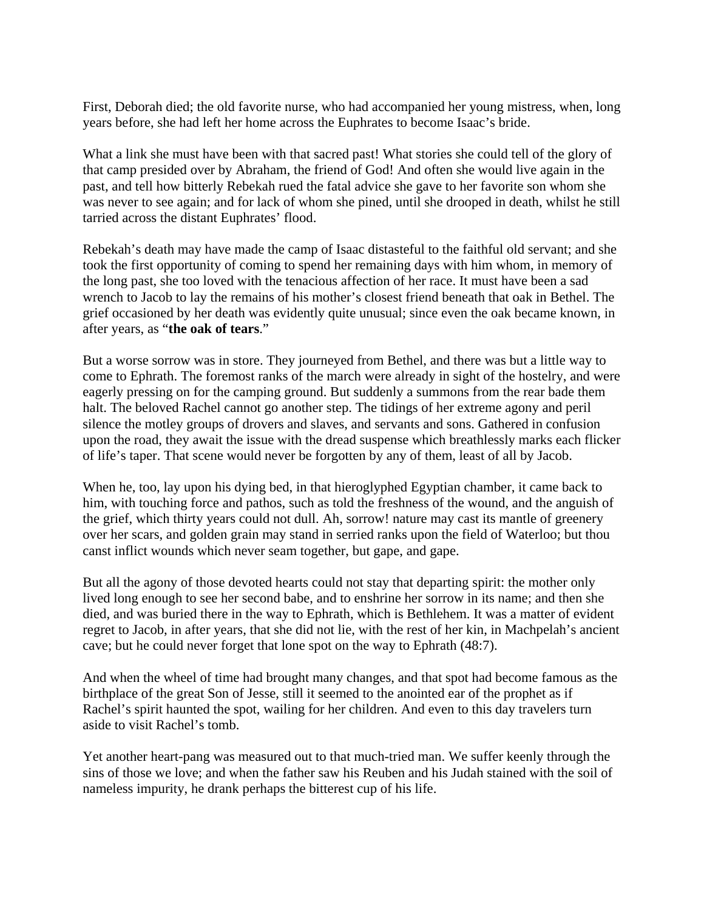First, Deborah died; the old favorite nurse, who had accompanied her young mistress, when, long years before, she had left her home across the Euphrates to become Isaac's bride.

What a link she must have been with that sacred past! What stories she could tell of the glory of that camp presided over by Abraham, the friend of God! And often she would live again in the past, and tell how bitterly Rebekah rued the fatal advice she gave to her favorite son whom she was never to see again; and for lack of whom she pined, until she drooped in death, whilst he still tarried across the distant Euphrates' flood.

Rebekah's death may have made the camp of Isaac distasteful to the faithful old servant; and she took the first opportunity of coming to spend her remaining days with him whom, in memory of the long past, she too loved with the tenacious affection of her race. It must have been a sad wrench to Jacob to lay the remains of his mother's closest friend beneath that oak in Bethel. The grief occasioned by her death was evidently quite unusual; since even the oak became known, in after years, as "**the oak of tears**."

But a worse sorrow was in store. They journeyed from Bethel, and there was but a little way to come to Ephrath. The foremost ranks of the march were already in sight of the hostelry, and were eagerly pressing on for the camping ground. But suddenly a summons from the rear bade them halt. The beloved Rachel cannot go another step. The tidings of her extreme agony and peril silence the motley groups of drovers and slaves, and servants and sons. Gathered in confusion upon the road, they await the issue with the dread suspense which breathlessly marks each flicker of life's taper. That scene would never be forgotten by any of them, least of all by Jacob.

When he, too, lay upon his dying bed, in that hieroglyphed Egyptian chamber, it came back to him, with touching force and pathos, such as told the freshness of the wound, and the anguish of the grief, which thirty years could not dull. Ah, sorrow! nature may cast its mantle of greenery over her scars, and golden grain may stand in serried ranks upon the field of Waterloo; but thou canst inflict wounds which never seam together, but gape, and gape.

But all the agony of those devoted hearts could not stay that departing spirit: the mother only lived long enough to see her second babe, and to enshrine her sorrow in its name; and then she died, and was buried there in the way to Ephrath, which is Bethlehem. It was a matter of evident regret to Jacob, in after years, that she did not lie, with the rest of her kin, in Machpelah's ancient cave; but he could never forget that lone spot on the way to Ephrath (48:7).

And when the wheel of time had brought many changes, and that spot had become famous as the birthplace of the great Son of Jesse, still it seemed to the anointed ear of the prophet as if Rachel's spirit haunted the spot, wailing for her children. And even to this day travelers turn aside to visit Rachel's tomb.

Yet another heart-pang was measured out to that much-tried man. We suffer keenly through the sins of those we love; and when the father saw his Reuben and his Judah stained with the soil of nameless impurity, he drank perhaps the bitterest cup of his life.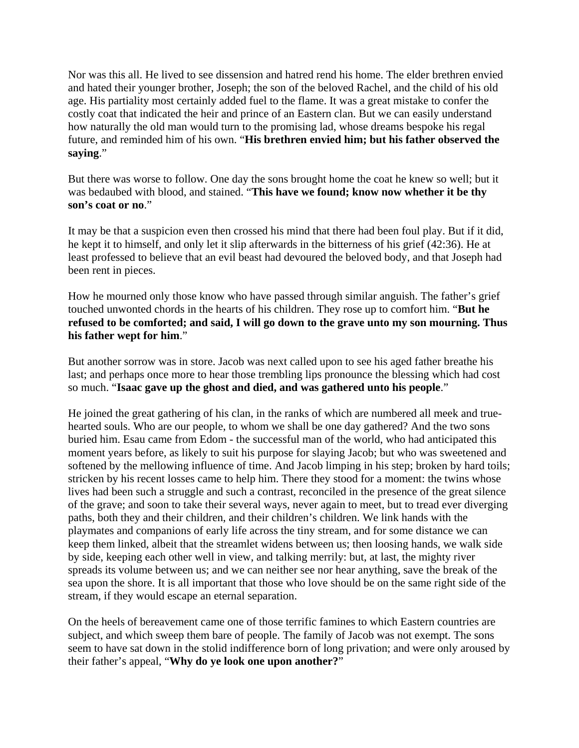Nor was this all. He lived to see dissension and hatred rend his home. The elder brethren envied and hated their younger brother, Joseph; the son of the beloved Rachel, and the child of his old age. His partiality most certainly added fuel to the flame. It was a great mistake to confer the costly coat that indicated the heir and prince of an Eastern clan. But we can easily understand how naturally the old man would turn to the promising lad, whose dreams bespoke his regal future, and reminded him of his own. "**His brethren envied him; but his father observed the saying**."

But there was worse to follow. One day the sons brought home the coat he knew so well; but it was bedaubed with blood, and stained. "**This have we found; know now whether it be thy son's coat or no**."

It may be that a suspicion even then crossed his mind that there had been foul play. But if it did, he kept it to himself, and only let it slip afterwards in the bitterness of his grief (42:36). He at least professed to believe that an evil beast had devoured the beloved body, and that Joseph had been rent in pieces.

How he mourned only those know who have passed through similar anguish. The father's grief touched unwonted chords in the hearts of his children. They rose up to comfort him. "**But he refused to be comforted; and said, I will go down to the grave unto my son mourning. Thus his father wept for him**."

But another sorrow was in store. Jacob was next called upon to see his aged father breathe his last; and perhaps once more to hear those trembling lips pronounce the blessing which had cost so much. "**Isaac gave up the ghost and died, and was gathered unto his people**."

He joined the great gathering of his clan, in the ranks of which are numbered all meek and true-hearted souls. Who are our people, to whom we shall be one day gathered? And the two sons buried him. Esau came from Edom - the successful man of the world, who had anticipated this moment years before, as likely to suit his purpose for slaying Jacob; but who was sweetened and softened by the mellowing influence of time. And Jacob limping in his step; broken by hard toils; stricken by his recent losses came to help him. There they stood for a moment: the twins whose lives had been such a struggle and such a contrast, reconciled in the presence of the great silence of the grave; and soon to take their several ways, never again to meet, but to tread ever diverging paths, both they and their children, and their children's children. We link hands with the playmates and companions of early life across the tiny stream, and for some distance we can keep them linked, albeit that the streamlet widens between us; then loosing hands, we walk side by side, keeping each other well in view, and talking merrily: but, at last, the mighty river spreads its volume between us; and we can neither see nor hear anything, save the break of the sea upon the shore. It is all important that those who love should be on the same right side of the stream, if they would escape an eternal separation.

On the heels of bereavement came one of those terrific famines to which Eastern countries are subject, and which sweep them bare of people. The family of Jacob was not exempt. The sons seem to have sat down in the stolid indifference born of long privation; and were only aroused by their father's appeal, "**Why do ye look one upon another?**"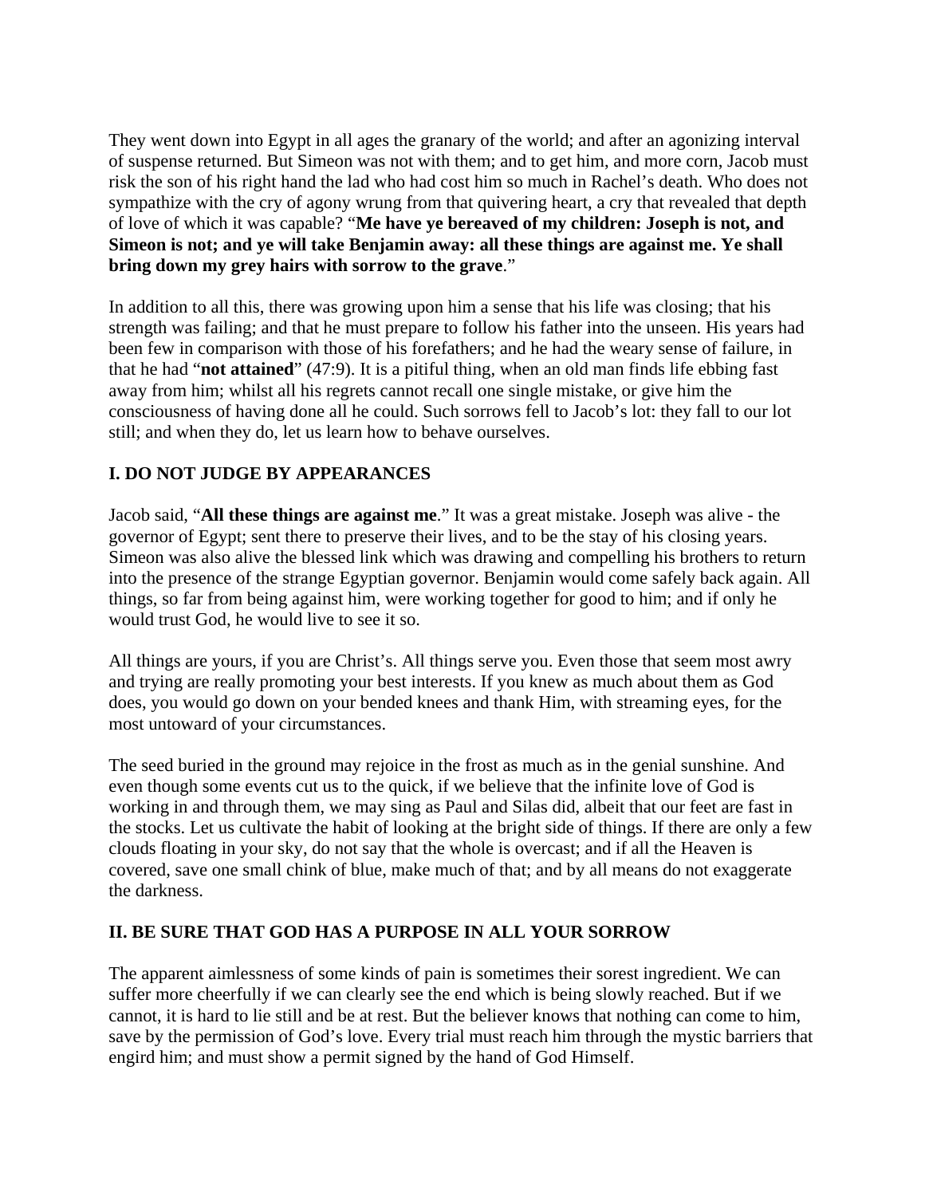They went down into Egypt in all ages the granary of the world; and after an agonizing interval of suspense returned. But Simeon was not with them; and to get him, and more corn, Jacob must risk the son of his right hand the lad who had cost him so much in Rachel's death. Who does not sympathize with the cry of agony wrung from that quivering heart, a cry that revealed that depth of love of which it was capable? "**Me have ye bereaved of my children: Joseph is not, and Simeon is not; and ye will take Benjamin away: all these things are against me. Ye shall bring down my grey hairs with sorrow to the grave**."

In addition to all this, there was growing upon him a sense that his life was closing; that his strength was failing; and that he must prepare to follow his father into the unseen. His years had been few in comparison with those of his forefathers; and he had the weary sense of failure, in that he had "**not attained**" (47:9). It is a pitiful thing, when an old man finds life ebbing fast away from him; whilst all his regrets cannot recall one single mistake, or give him the consciousness of having done all he could. Such sorrows fell to Jacob's lot: they fall to our lot still; and when they do, let us learn how to behave ourselves.

## I. DO NOT JUDGE BY APPEARANCES

Jacob said, "**All these things are against me**." It was a great mistake. Joseph was alive - the governor of Egypt; sent there to preserve their lives, and to be the stay of his closing years. Simeon was also alive the blessed link which was drawing and compelling his brothers to return into the presence of the strange Egyptian governor. Benjamin would come safely back again. All things, so far from being against him, were working together for good to him; and if only he would trust God, he would live to see it so.

All things are yours, if you are Christ's. All things serve you. Even those that seem most awry and trying are really promoting your best interests. If you knew as much about them as God does, you would go down on your bended knees and thank Him, with streaming eyes, for the most untoward of your circumstances.

The seed buried in the ground may rejoice in the frost as much as in the genial sunshine. And even though some events cut us to the quick, if we believe that the infinite love of God is working in and through them, we may sing as Paul and Silas did, albeit that our feet are fast in the stocks. Let us cultivate the habit of looking at the bright side of things. If there are only a few clouds floating in your sky, do not say that the whole is overcast; and if all the Heaven is covered, save one small chink of blue, make much of that; and by all means do not exaggerate the darkness.

## II. BE SURE THAT GOD HAS A PURPOSE IN ALL YOUR SORROW

The apparent aimlessness of some kinds of pain is sometimes their sorest ingredient. We can suffer more cheerfully if we can clearly see the end which is being slowly reached. But if we cannot, it is hard to lie still and be at rest. But the believer knows that nothing can come to him, save by the permission of God's love. Every trial must reach him through the mystic barriers that engird him; and must show a permit signed by the hand of God Himself.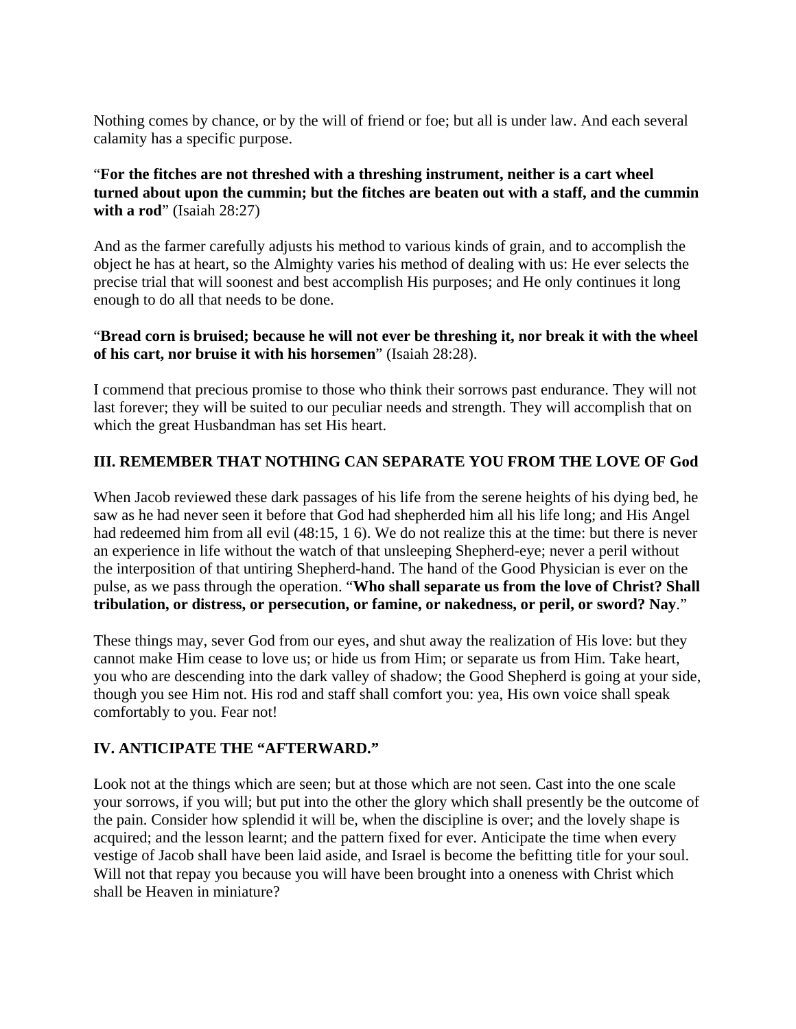Nothing comes by chance, or by the will of friend or foe; but all is under law. And each several calamity has a specific purpose.

"**For the fitches are not threshed with a threshing instrument, neither is a cart wheel turned about upon the cummin; but the fitches are beaten out with a staff, and the cummin with a rod**" (Isaiah 28:27)

And as the farmer carefully adjusts his method to various kinds of grain, and to accomplish the object he has at heart, so the Almighty varies his method of dealing with us: He ever selects the precise trial that will soonest and best accomplish His purposes; and He only continues it long enough to do all that needs to be done.

"**Bread corn is bruised; because he will not ever be threshing it, nor break it with the wheel of his cart, nor bruise it with his horsemen**" (Isaiah 28:28).

I commend that precious promise to those who think their sorrows past endurance. They will not last forever; they will be suited to our peculiar needs and strength. They will accomplish that on which the great Husbandman has set His heart.

## III. REMEMBER THAT NOTHING CAN SEPARATE YOU FROM THE LOVE OF God

When Jacob reviewed these dark passages of his life from the serene heights of his dying bed, he saw as he had never seen it before that God had shepherded him all his life long; and His Angel had redeemed him from all evil (48:15, 1 6). We do not realize this at the time: but there is never an experience in life without the watch of that unsleeping Shepherd-eye; never a peril without the interposition of that untiring Shepherd-hand. The hand of the Good Physician is ever on the pulse, as we pass through the operation. "**Who shall separate us from the love of Christ? Shall tribulation, or distress, or persecution, or famine, or nakedness, or peril, or sword? Nay**."

These things may, sever God from our eyes, and shut away the realization of His love: but they cannot make Him cease to love us; or hide us from Him; or separate us from Him. Take heart, you who are descending into the dark valley of shadow; the Good Shepherd is going at your side, though you see Him not. His rod and staff shall comfort you: yea, His own voice shall speak comfortably to you. Fear not!

## IV. ANTICIPATE THE "AFTERWARD."

Look not at the things which are seen; but at those which are not seen. Cast into the one scale your sorrows, if you will; but put into the other the glory which shall presently be the outcome of the pain. Consider how splendid it will be, when the discipline is over; and the lovely shape is acquired; and the lesson learnt; and the pattern fixed for ever. Anticipate the time when every vestige of Jacob shall have been laid aside, and Israel is become the befitting title for your soul. Will not that repay you because you will have been brought into a oneness with Christ which shall be Heaven in miniature?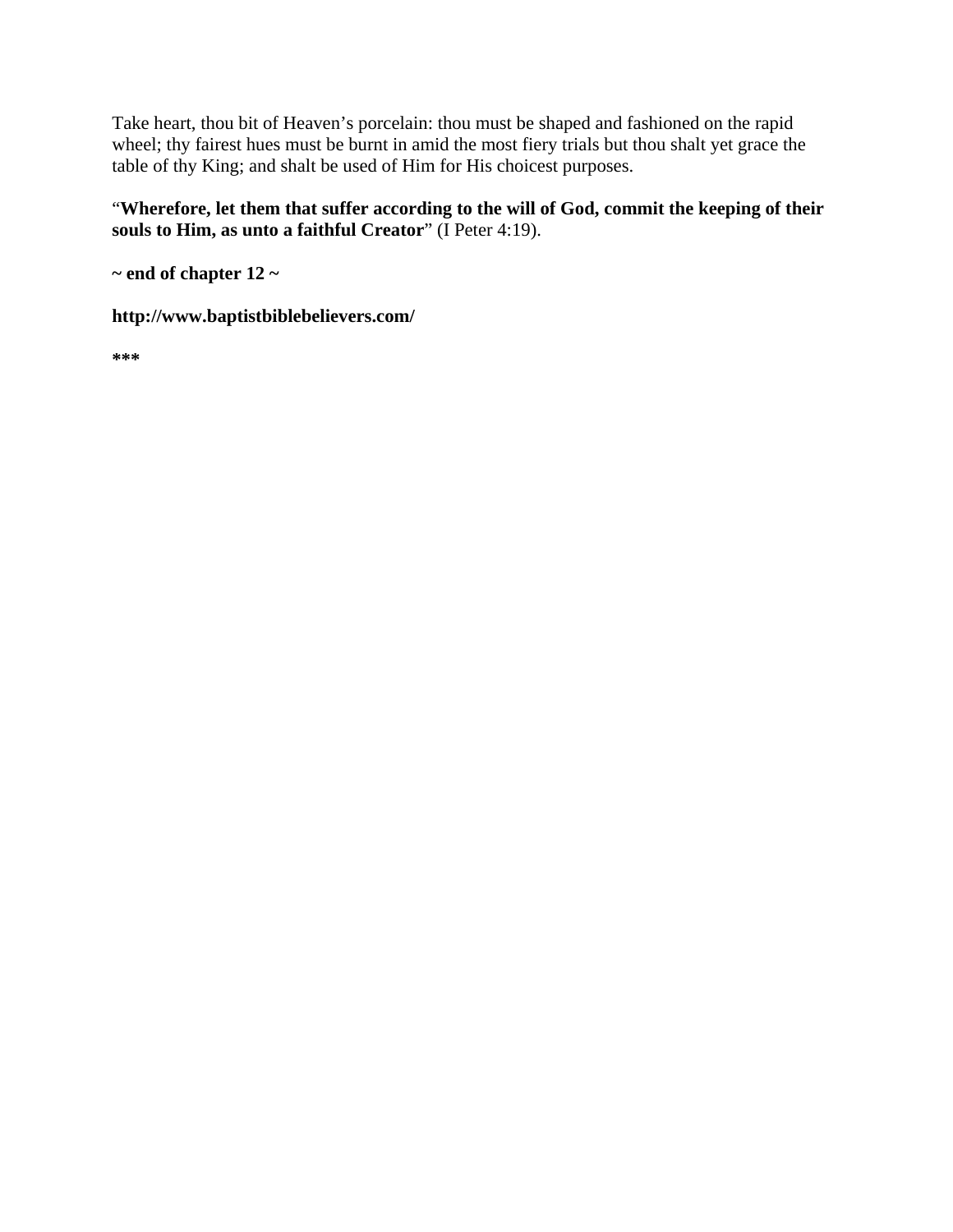Take heart, thou bit of Heaven's porcelain: thou must be shaped and fashioned on the rapid wheel; thy fairest hues must be burnt in amid the most fiery trials but thou shalt yet grace the table of thy King; and shalt be used of Him for His choicest purposes.

"**Wherefore, let them that suffer according to the will of God, commit the keeping of their souls to Him, as unto a faithful Creator**" (I Peter 4:19).

**~ end of chapter 12 ~**

**http://www.baptistbiblebelievers.com/**

**\*\*\***